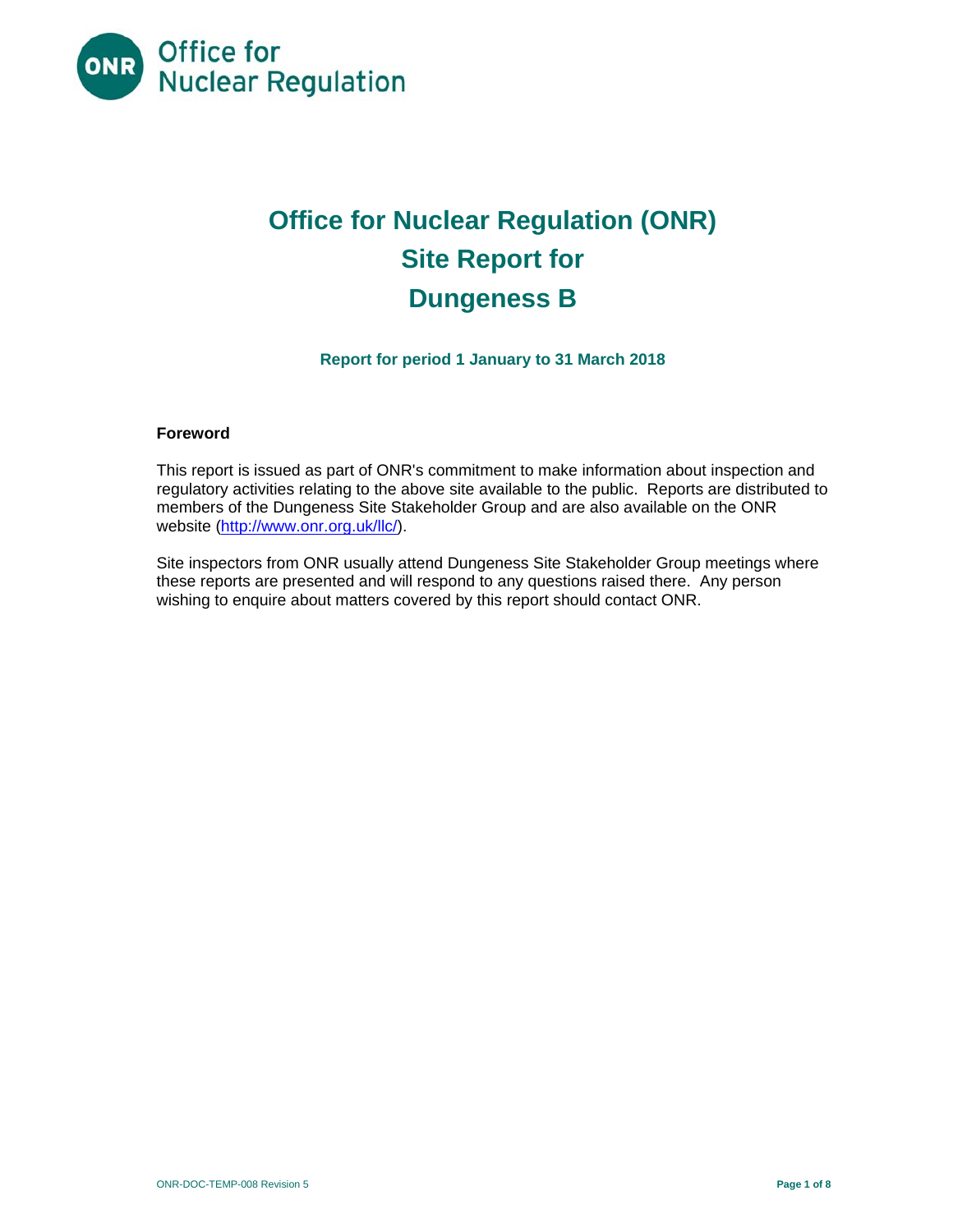Office for Nuclear Regulation

# Office for Nuclear Regulation (ONR) Site Report for Dungeness B

**Report for period 1 January to 31 March 2018**

**Foreword**

This report is issued as part of ONR's commitment to make information about inspection and regulatory activities relating to the above site available to the public. Reports are distributed to members of the Dungeness Site Stakeholder Group and are also available on the ONR website (http://www.onr.org.uk/llc/).

Site inspectors from ONR usually attend Dungeness Site Stakeholder Group meetings where these reports are presented and will respond to any questions raised there. Any person wishing to enquire about matters covered by this report should contact ONR.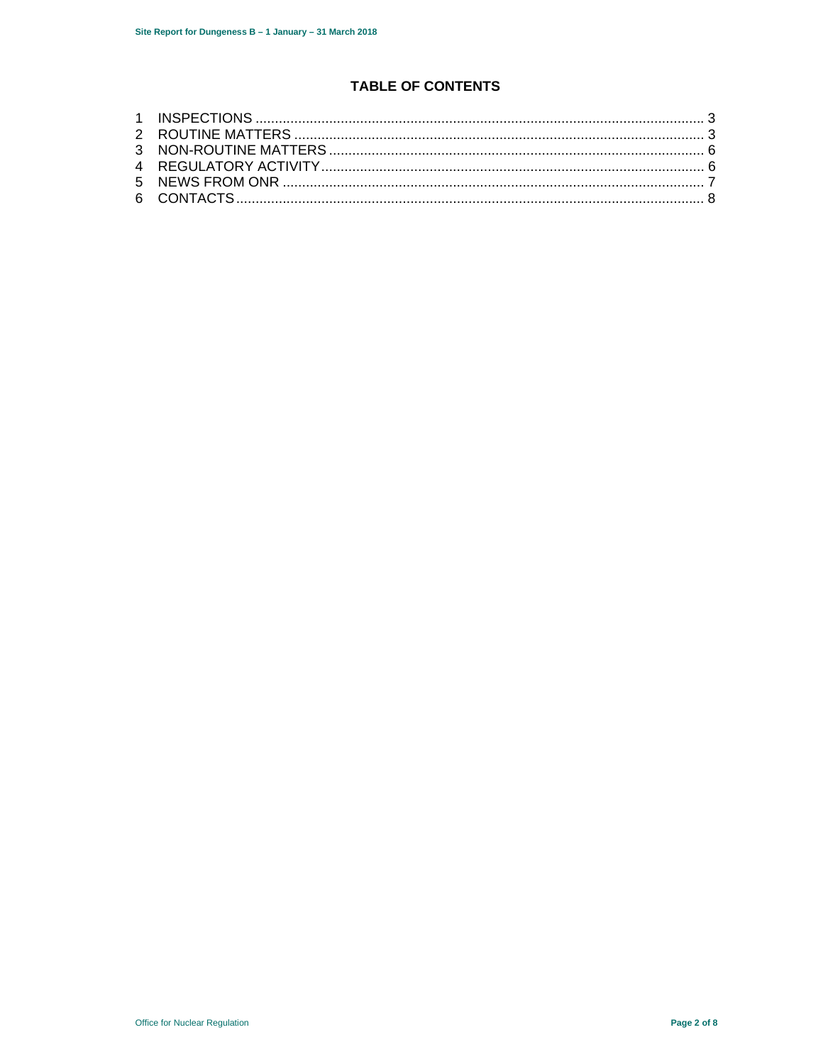## TABLE OF CONTENTS

1 INSPECTIONS ..... 3
2 ROUTINE MATTERS ..... 3
3 NON-ROUTINE MATTERS ..... 6
4 REGULATORY ACTIVITY ..... 6
5 NEWS FROM ONR ..... 7
6 CONTACTS ..... 8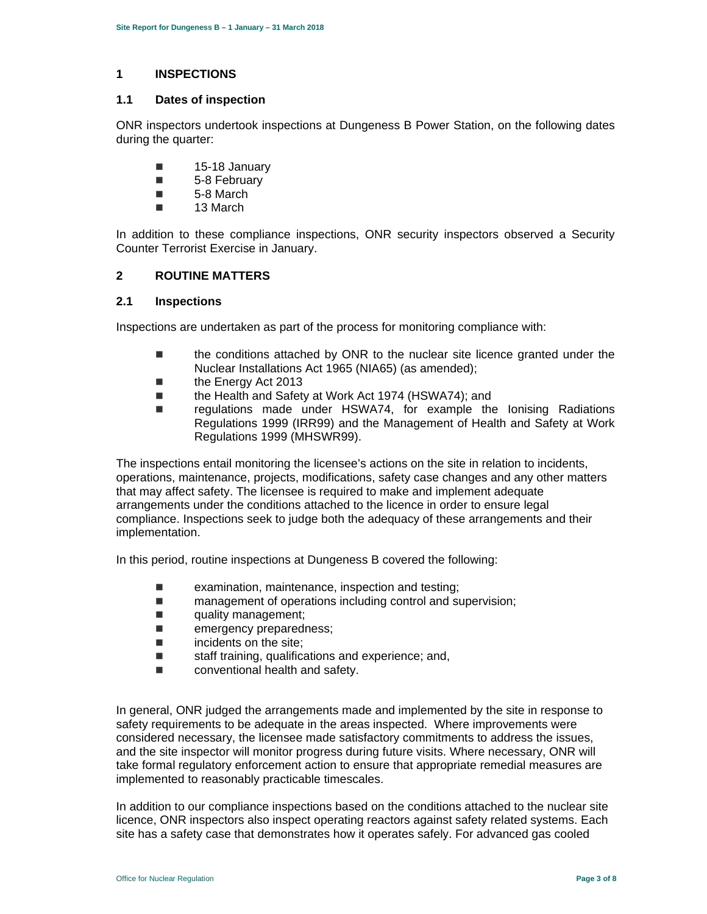## 1 INSPECTIONS

### 1.1 Dates of inspection

ONR inspectors undertook inspections at Dungeness B Power Station, on the following dates during the quarter:

- 15-18 January
- 5-8 February
- 5-8 March
- 13 March

In addition to these compliance inspections, ONR security inspectors observed a Security Counter Terrorist Exercise in January.

## 2 ROUTINE MATTERS

### 2.1 Inspections

Inspections are undertaken as part of the process for monitoring compliance with:

- the conditions attached by ONR to the nuclear site licence granted under the Nuclear Installations Act 1965 (NIA65) (as amended);
- the Energy Act 2013
- the Health and Safety at Work Act 1974 (HSWA74); and
- regulations made under HSWA74, for example the Ionising Radiations Regulations 1999 (IRR99) and the Management of Health and Safety at Work Regulations 1999 (MHSWR99).

The inspections entail monitoring the licensee's actions on the site in relation to incidents, operations, maintenance, projects, modifications, safety case changes and any other matters that may affect safety. The licensee is required to make and implement adequate arrangements under the conditions attached to the licence in order to ensure legal compliance. Inspections seek to judge both the adequacy of these arrangements and their implementation.

In this period, routine inspections at Dungeness B covered the following:

- examination, maintenance, inspection and testing;
- management of operations including control and supervision;
- quality management;
- emergency preparedness;
- incidents on the site;
- staff training, qualifications and experience; and,
- conventional health and safety.

In general, ONR judged the arrangements made and implemented by the site in response to safety requirements to be adequate in the areas inspected. Where improvements were considered necessary, the licensee made satisfactory commitments to address the issues, and the site inspector will monitor progress during future visits. Where necessary, ONR will take formal regulatory enforcement action to ensure that appropriate remedial measures are implemented to reasonably practicable timescales.

In addition to our compliance inspections based on the conditions attached to the nuclear site licence, ONR inspectors also inspect operating reactors against safety related systems. Each site has a safety case that demonstrates how it operates safely. For advanced gas cooled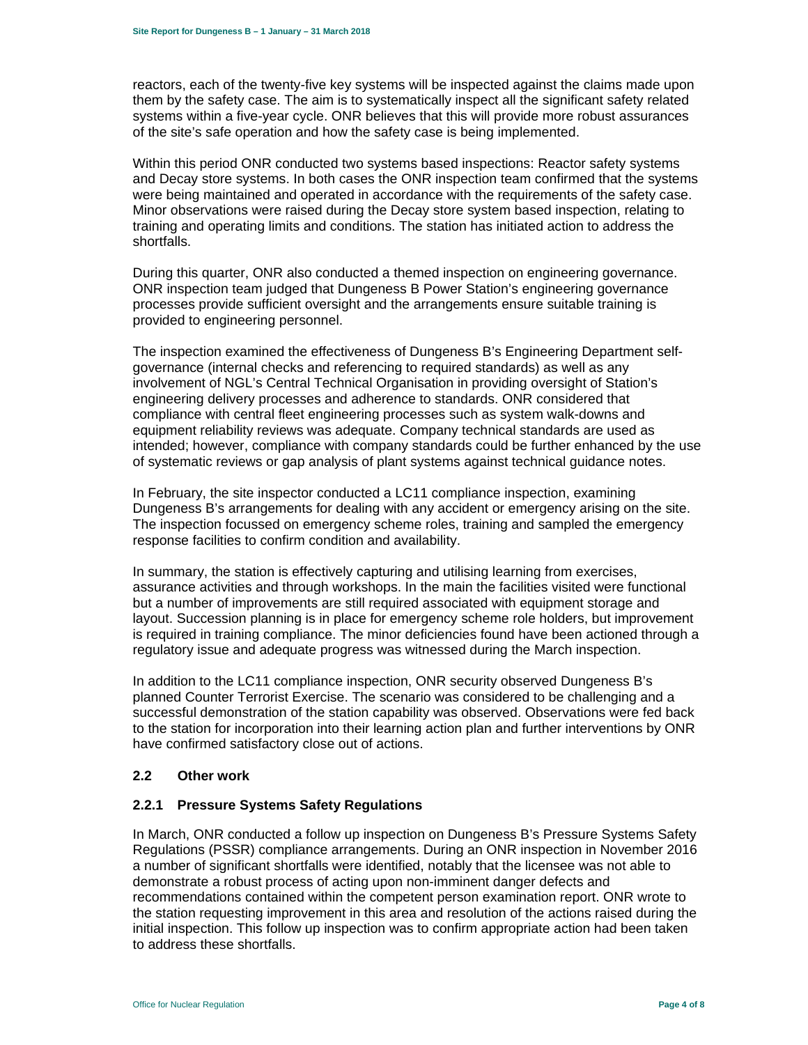reactors, each of the twenty-five key systems will be inspected against the claims made upon them by the safety case. The aim is to systematically inspect all the significant safety related systems within a five-year cycle. ONR believes that this will provide more robust assurances of the site's safe operation and how the safety case is being implemented.

Within this period ONR conducted two systems based inspections: Reactor safety systems and Decay store systems. In both cases the ONR inspection team confirmed that the systems were being maintained and operated in accordance with the requirements of the safety case. Minor observations were raised during the Decay store system based inspection, relating to training and operating limits and conditions. The station has initiated action to address the shortfalls.

During this quarter, ONR also conducted a themed inspection on engineering governance. ONR inspection team judged that Dungeness B Power Station's engineering governance processes provide sufficient oversight and the arrangements ensure suitable training is provided to engineering personnel.

The inspection examined the effectiveness of Dungeness B's Engineering Department self-governance (internal checks and referencing to required standards) as well as any involvement of NGL's Central Technical Organisation in providing oversight of Station's engineering delivery processes and adherence to standards. ONR considered that compliance with central fleet engineering processes such as system walk-downs and equipment reliability reviews was adequate. Company technical standards are used as intended; however, compliance with company standards could be further enhanced by the use of systematic reviews or gap analysis of plant systems against technical guidance notes.

In February, the site inspector conducted a LC11 compliance inspection, examining Dungeness B's arrangements for dealing with any accident or emergency arising on the site. The inspection focussed on emergency scheme roles, training and sampled the emergency response facilities to confirm condition and availability.

In summary, the station is effectively capturing and utilising learning from exercises, assurance activities and through workshops. In the main the facilities visited were functional but a number of improvements are still required associated with equipment storage and layout. Succession planning is in place for emergency scheme role holders, but improvement is required in training compliance. The minor deficiencies found have been actioned through a regulatory issue and adequate progress was witnessed during the March inspection.

In addition to the LC11 compliance inspection, ONR security observed Dungeness B's planned Counter Terrorist Exercise. The scenario was considered to be challenging and a successful demonstration of the station capability was observed. Observations were fed back to the station for incorporation into their learning action plan and further interventions by ONR have confirmed satisfactory close out of actions.

## 2.2 Other work

### 2.2.1 Pressure Systems Safety Regulations

In March, ONR conducted a follow up inspection on Dungeness B's Pressure Systems Safety Regulations (PSSR) compliance arrangements. During an ONR inspection in November 2016 a number of significant shortfalls were identified, notably that the licensee was not able to demonstrate a robust process of acting upon non-imminent danger defects and recommendations contained within the competent person examination report. ONR wrote to the station requesting improvement in this area and resolution of the actions raised during the initial inspection. This follow up inspection was to confirm appropriate action had been taken to address these shortfalls.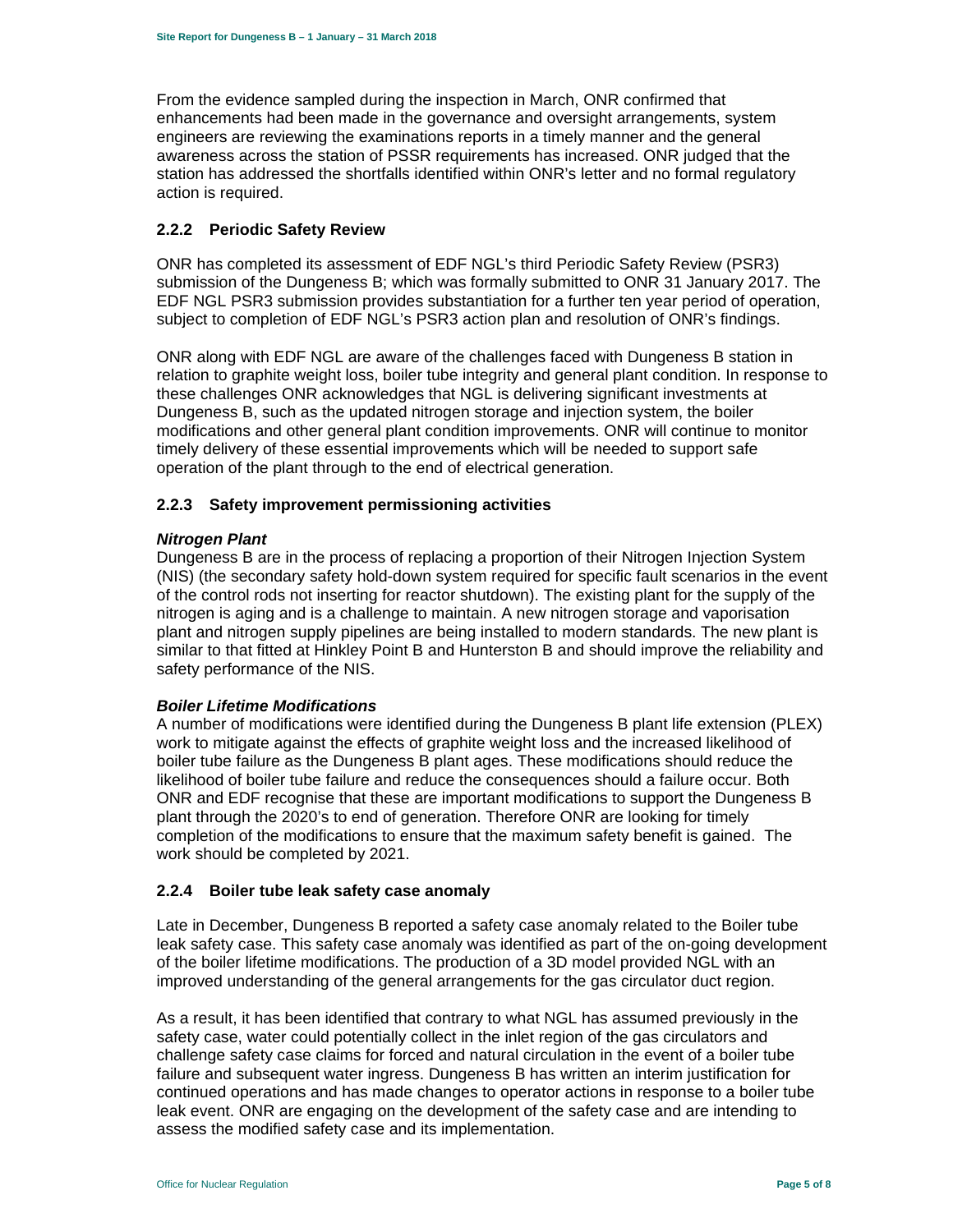From the evidence sampled during the inspection in March, ONR confirmed that enhancements had been made in the governance and oversight arrangements, system engineers are reviewing the examinations reports in a timely manner and the general awareness across the station of PSSR requirements has increased. ONR judged that the station has addressed the shortfalls identified within ONR's letter and no formal regulatory action is required.

### 2.2.2 Periodic Safety Review

ONR has completed its assessment of EDF NGL's third Periodic Safety Review (PSR3) submission of the Dungeness B; which was formally submitted to ONR 31 January 2017. The EDF NGL PSR3 submission provides substantiation for a further ten year period of operation, subject to completion of EDF NGL's PSR3 action plan and resolution of ONR's findings.

ONR along with EDF NGL are aware of the challenges faced with Dungeness B station in relation to graphite weight loss, boiler tube integrity and general plant condition. In response to these challenges ONR acknowledges that NGL is delivering significant investments at Dungeness B, such as the updated nitrogen storage and injection system, the boiler modifications and other general plant condition improvements. ONR will continue to monitor timely delivery of these essential improvements which will be needed to support safe operation of the plant through to the end of electrical generation.

### 2.2.3 Safety improvement permissioning activities

***Nitrogen Plant***

Dungeness B are in the process of replacing a proportion of their Nitrogen Injection System (NIS) (the secondary safety hold-down system required for specific fault scenarios in the event of the control rods not inserting for reactor shutdown). The existing plant for the supply of the nitrogen is aging and is a challenge to maintain. A new nitrogen storage and vaporisation plant and nitrogen supply pipelines are being installed to modern standards. The new plant is similar to that fitted at Hinkley Point B and Hunterston B and should improve the reliability and safety performance of the NIS.

***Boiler Lifetime Modifications***

A number of modifications were identified during the Dungeness B plant life extension (PLEX) work to mitigate against the effects of graphite weight loss and the increased likelihood of boiler tube failure as the Dungeness B plant ages. These modifications should reduce the likelihood of boiler tube failure and reduce the consequences should a failure occur. Both ONR and EDF recognise that these are important modifications to support the Dungeness B plant through the 2020's to end of generation. Therefore ONR are looking for timely completion of the modifications to ensure that the maximum safety benefit is gained. The work should be completed by 2021.

### 2.2.4 Boiler tube leak safety case anomaly

Late in December, Dungeness B reported a safety case anomaly related to the Boiler tube leak safety case. This safety case anomaly was identified as part of the on-going development of the boiler lifetime modifications. The production of a 3D model provided NGL with an improved understanding of the general arrangements for the gas circulator duct region.

As a result, it has been identified that contrary to what NGL has assumed previously in the safety case, water could potentially collect in the inlet region of the gas circulators and challenge safety case claims for forced and natural circulation in the event of a boiler tube failure and subsequent water ingress. Dungeness B has written an interim justification for continued operations and has made changes to operator actions in response to a boiler tube leak event. ONR are engaging on the development of the safety case and are intending to assess the modified safety case and its implementation.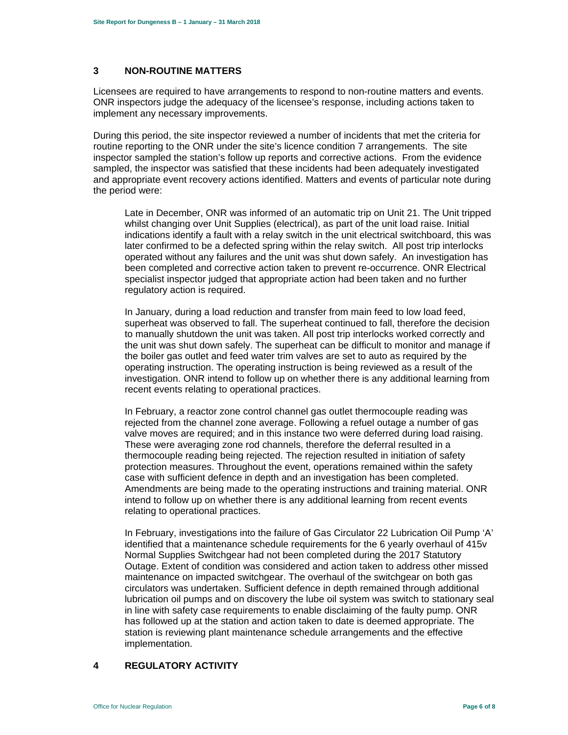## 3 NON-ROUTINE MATTERS

Licensees are required to have arrangements to respond to non-routine matters and events. ONR inspectors judge the adequacy of the licensee's response, including actions taken to implement any necessary improvements.

During this period, the site inspector reviewed a number of incidents that met the criteria for routine reporting to the ONR under the site's licence condition 7 arrangements. The site inspector sampled the station's follow up reports and corrective actions. From the evidence sampled, the inspector was satisfied that these incidents had been adequately investigated and appropriate event recovery actions identified. Matters and events of particular note during the period were:

Late in December, ONR was informed of an automatic trip on Unit 21. The Unit tripped whilst changing over Unit Supplies (electrical), as part of the unit load raise. Initial indications identify a fault with a relay switch in the unit electrical switchboard, this was later confirmed to be a defected spring within the relay switch. All post trip interlocks operated without any failures and the unit was shut down safely. An investigation has been completed and corrective action taken to prevent re-occurrence. ONR Electrical specialist inspector judged that appropriate action had been taken and no further regulatory action is required.

In January, during a load reduction and transfer from main feed to low load feed, superheat was observed to fall. The superheat continued to fall, therefore the decision to manually shutdown the unit was taken. All post trip interlocks worked correctly and the unit was shut down safely. The superheat can be difficult to monitor and manage if the boiler gas outlet and feed water trim valves are set to auto as required by the operating instruction. The operating instruction is being reviewed as a result of the investigation. ONR intend to follow up on whether there is any additional learning from recent events relating to operational practices.

In February, a reactor zone control channel gas outlet thermocouple reading was rejected from the channel zone average. Following a refuel outage a number of gas valve moves are required; and in this instance two were deferred during load raising. These were averaging zone rod channels, therefore the deferral resulted in a thermocouple reading being rejected. The rejection resulted in initiation of safety protection measures. Throughout the event, operations remained within the safety case with sufficient defence in depth and an investigation has been completed. Amendments are being made to the operating instructions and training material. ONR intend to follow up on whether there is any additional learning from recent events relating to operational practices.

In February, investigations into the failure of Gas Circulator 22 Lubrication Oil Pump 'A' identified that a maintenance schedule requirements for the 6 yearly overhaul of 415v Normal Supplies Switchgear had not been completed during the 2017 Statutory Outage. Extent of condition was considered and action taken to address other missed maintenance on impacted switchgear. The overhaul of the switchgear on both gas circulators was undertaken. Sufficient defence in depth remained through additional lubrication oil pumps and on discovery the lube oil system was switch to stationary seal in line with safety case requirements to enable disclaiming of the faulty pump. ONR has followed up at the station and action taken to date is deemed appropriate. The station is reviewing plant maintenance schedule arrangements and the effective implementation.

## 4 REGULATORY ACTIVITY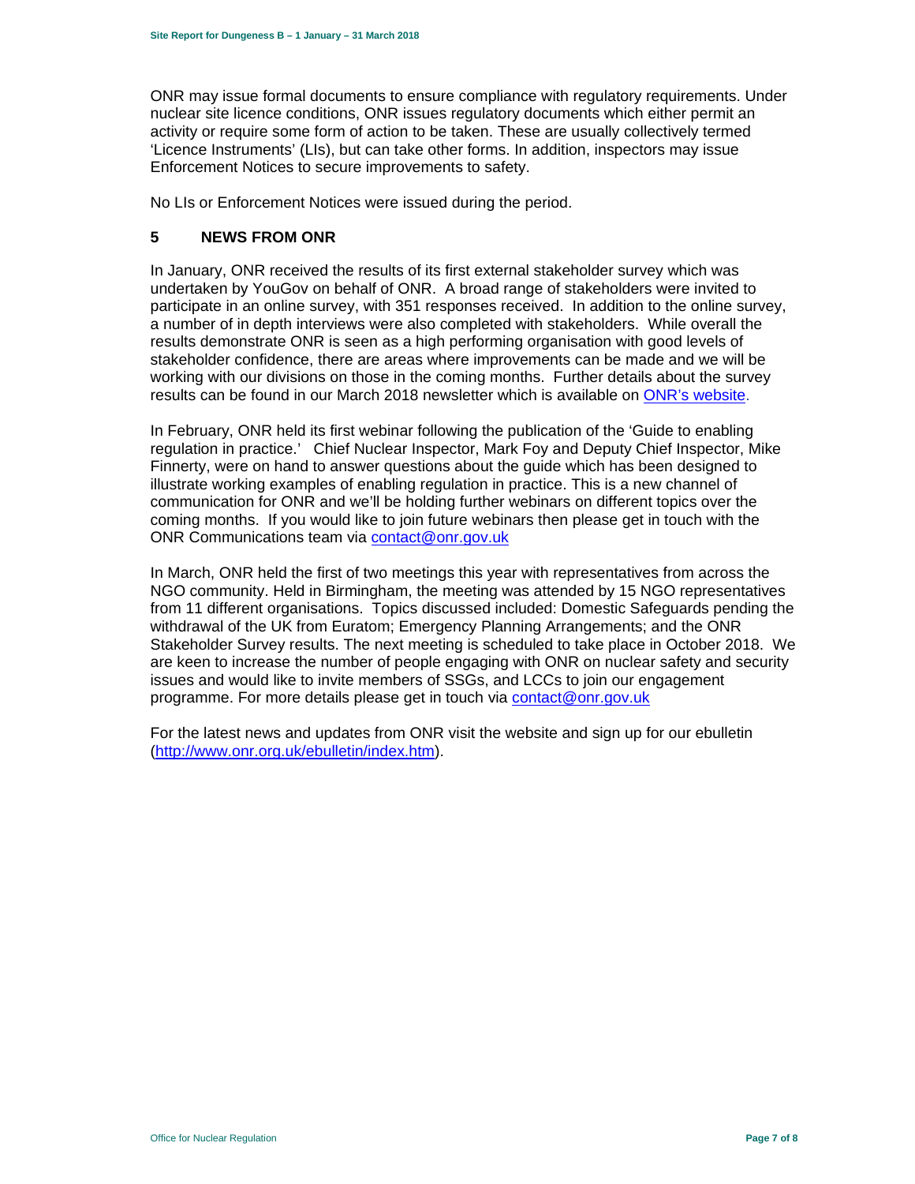ONR may issue formal documents to ensure compliance with regulatory requirements. Under nuclear site licence conditions, ONR issues regulatory documents which either permit an activity or require some form of action to be taken. These are usually collectively termed 'Licence Instruments' (LIs), but can take other forms. In addition, inspectors may issue Enforcement Notices to secure improvements to safety.

No LIs or Enforcement Notices were issued during the period.

## 5 NEWS FROM ONR

In January, ONR received the results of its first external stakeholder survey which was undertaken by YouGov on behalf of ONR. A broad range of stakeholders were invited to participate in an online survey, with 351 responses received. In addition to the online survey, a number of in depth interviews were also completed with stakeholders. While overall the results demonstrate ONR is seen as a high performing organisation with good levels of stakeholder confidence, there are areas where improvements can be made and we will be working with our divisions on those in the coming months. Further details about the survey results can be found in our March 2018 newsletter which is available on [ONR's website](ONR's website).

In February, ONR held its first webinar following the publication of the 'Guide to enabling regulation in practice.' Chief Nuclear Inspector, Mark Foy and Deputy Chief Inspector, Mike Finnerty, were on hand to answer questions about the guide which has been designed to illustrate working examples of enabling regulation in practice. This is a new channel of communication for ONR and we'll be holding further webinars on different topics over the coming months. If you would like to join future webinars then please get in touch with the ONR Communications team via [contact@onr.gov.uk](mailto:contact@onr.gov.uk)

In March, ONR held the first of two meetings this year with representatives from across the NGO community. Held in Birmingham, the meeting was attended by 15 NGO representatives from 11 different organisations. Topics discussed included: Domestic Safeguards pending the withdrawal of the UK from Euratom; Emergency Planning Arrangements; and the ONR Stakeholder Survey results. The next meeting is scheduled to take place in October 2018. We are keen to increase the number of people engaging with ONR on nuclear safety and security issues and would like to invite members of SSGs, and LCCs to join our engagement programme. For more details please get in touch via [contact@onr.gov.uk](mailto:contact@onr.gov.uk)

For the latest news and updates from ONR visit the website and sign up for our ebulletin ([http://www.onr.org.uk/ebulletin/index.htm](http://www.onr.org.uk/ebulletin/index.htm)).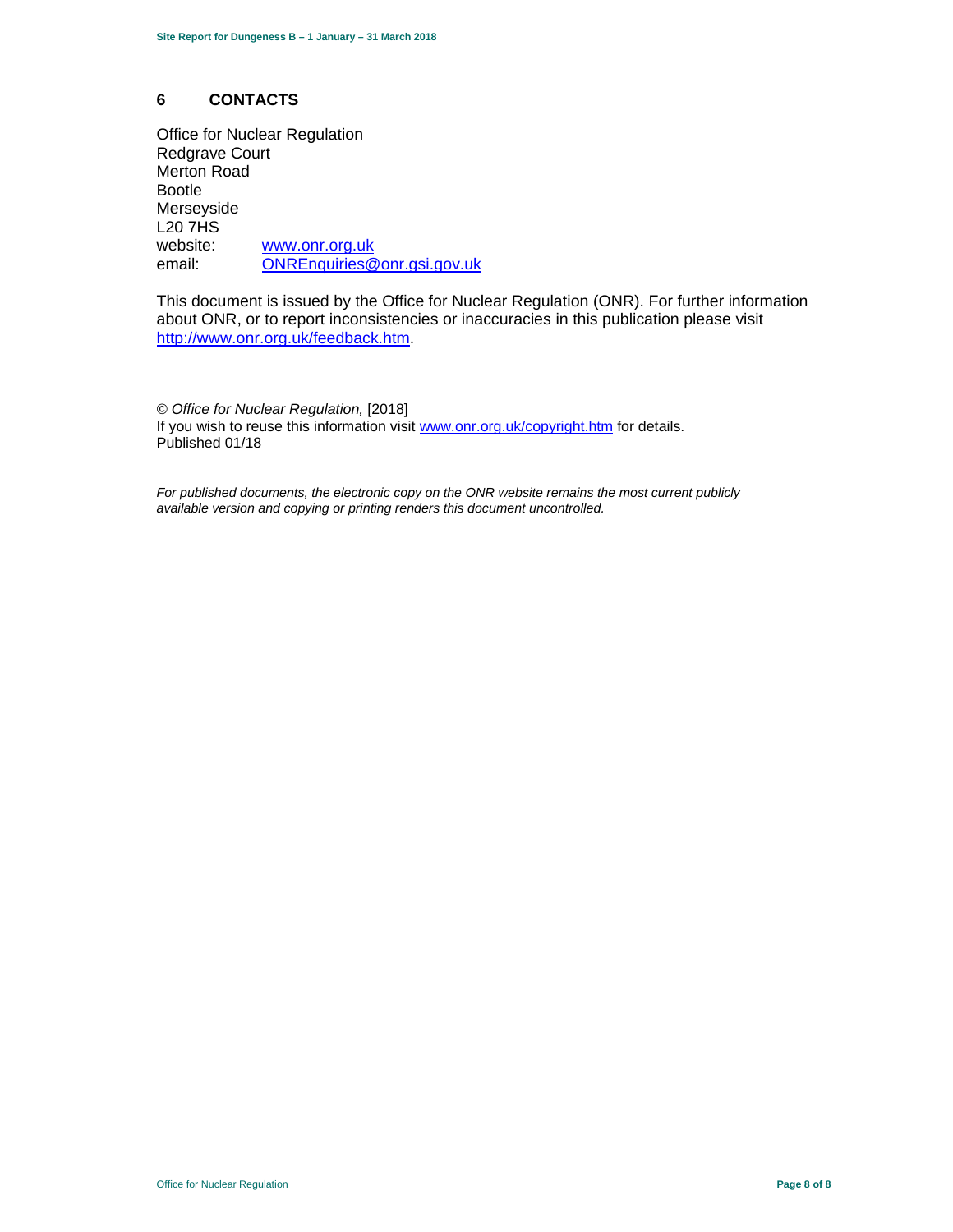## 6 CONTACTS

Office for Nuclear Regulation
Redgrave Court
Merton Road
Bootle
Merseyside
L20 7HS
website: [www.onr.org.uk](http://www.onr.org.uk)
email: [ONREnquiries@onr.gsi.gov.uk](mailto:ONREnquiries@onr.gsi.gov.uk)

This document is issued by the Office for Nuclear Regulation (ONR). For further information about ONR, or to report inconsistencies or inaccuracies in this publication please visit [http://www.onr.org.uk/feedback.htm](http://www.onr.org.uk/feedback.htm).

© *Office for Nuclear Regulation,* [2018]
If you wish to reuse this information visit [www.onr.org.uk/copyright.htm](http://www.onr.org.uk/copyright.htm) for details.
Published 01/18

*For published documents, the electronic copy on the ONR website remains the most current publicly available version and copying or printing renders this document uncontrolled.*